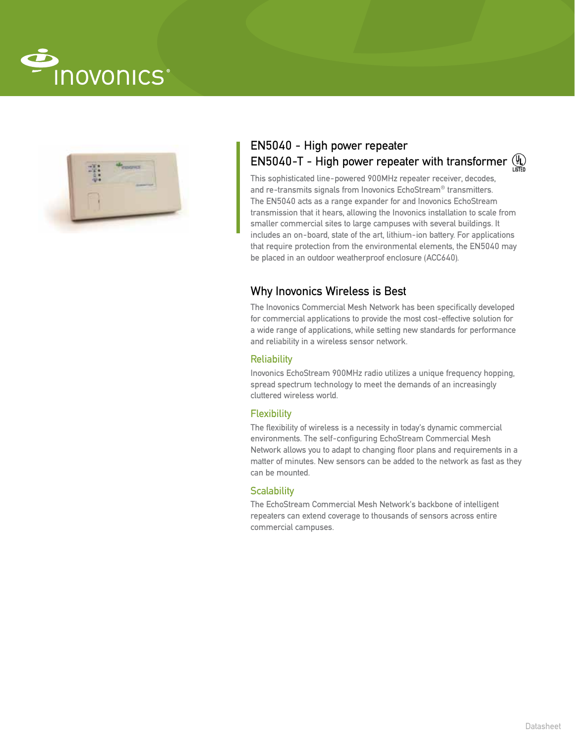# EN5040 - High power repeater

# EN5040-T - High power repeater with transformer

This sophisticated line-powered 900MHz repeater receiver, decodes, and re-transmits signals from Inovonics EchoStream® transmitters. The EN5040 acts as a range expander for and Inovonics EchoStream transmission that it hears, allowing the Inovonics installation to scale from smaller commercial sites to large campuses with several buildings. It includes an on-board, state of the art, lithium-ion battery. For applications that require protection from the environmental elements, the EN5040 may be placed in an outdoor weatherproof enclosure (ACC640).

## Why Inovonics Wireless is Best

The Inovonics Commercial Mesh Network has been specifically developed for commercial applications to provide the most cost-effective solution for a wide range of applications, while setting new standards for performance and reliability in a wireless sensor network.

### Reliability

Inovonics EchoStream 900MHz radio utilizes a unique frequency hopping, spread spectrum technology to meet the demands of an increasingly cluttered wireless world.

### Flexibility

The flexibility of wireless is a necessity in today's dynamic commercial environments. The self-configuring EchoStream Commercial Mesh Network allows you to adapt to changing floor plans and requirements in a matter of minutes. New sensors can be added to the network as fast as they can be mounted.

### Scalability

The EchoStream Commercial Mesh Network's backbone of intelligent repeaters can extend coverage to thousands of sensors across entire commercial campuses.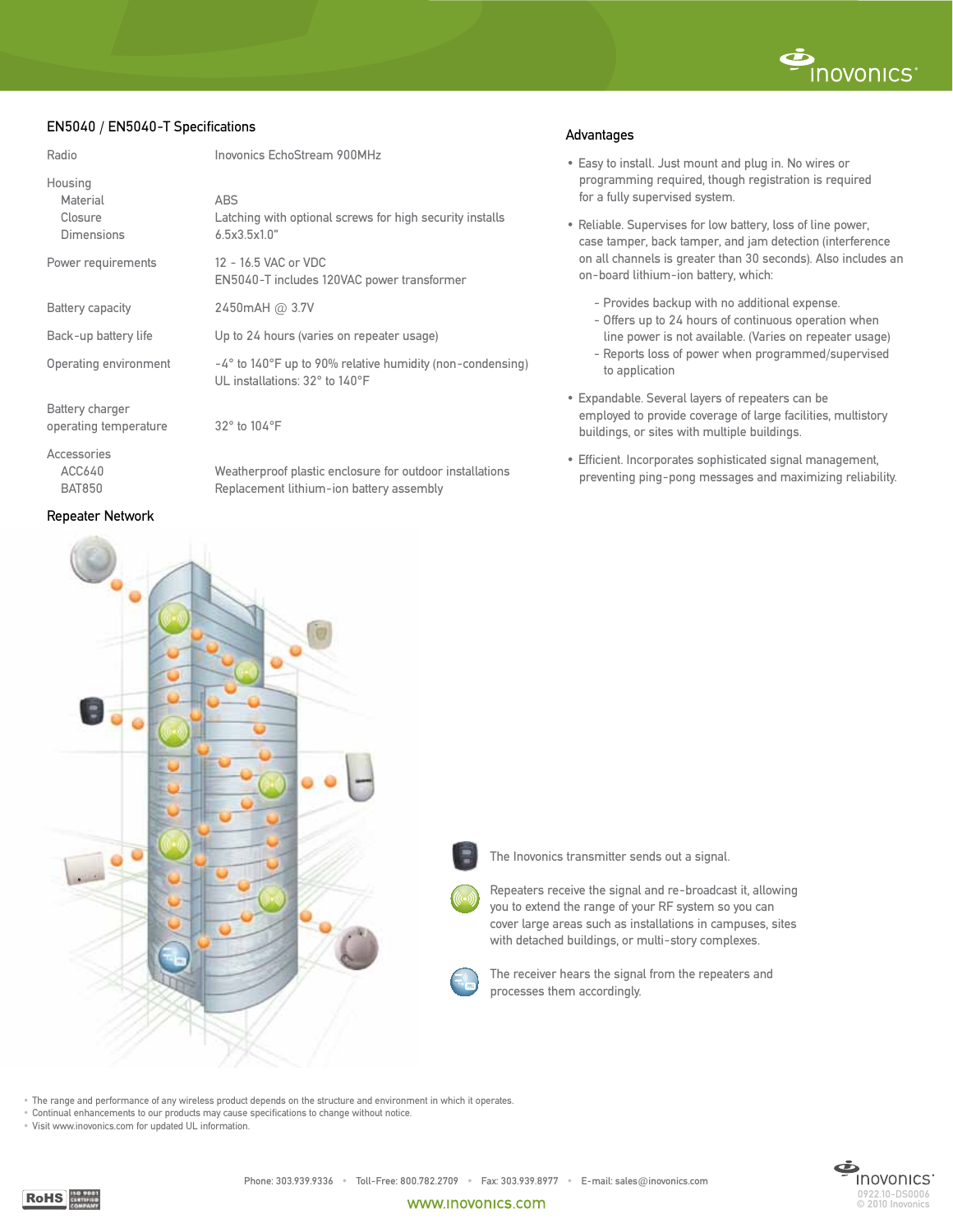## EN5040 / EN5040-T Specifications

| | |
|---|---|
| Radio | Inovonics EchoStream 900MHz |
| Housing | |
| Material | ABS |
| Closure | Latching with optional screws for high security installs |
| Dimensions | 6.5x3.5x1.0" |
| Power requirements | 12 - 16.5 VAC or VDC<br>EN5040-T includes 120VAC power transformer |
| Battery capacity | 2450mAH @ 3.7V |
| Back-up battery life | Up to 24 hours (varies on repeater usage) |
| Operating environment | -4° to 140°F up to 90% relative humidity (non-condensing)<br>UL installations: 32° to 140°F |
| Battery charger operating temperature | 32° to 104°F |
| Accessories | |
| ACC640 | Weatherproof plastic enclosure for outdoor installations |
| BAT850 | Replacement lithium-ion battery assembly |

## Advantages

- Easy to install. Just mount and plug in. No wires or programming required, though registration is required for a fully supervised system.
- Reliable. Supervises for low battery, loss of line power, case tamper, back tamper, and jam detection (interference on all channels is greater than 30 seconds). Also includes an on-board lithium-ion battery, which:
  - Provides backup with no additional expense.
  - Offers up to 24 hours of continuous operation when line power is not available. (Varies on repeater usage)
  - Reports loss of power when programmed/supervised to application
- Expandable. Several layers of repeaters can be employed to provide coverage of large facilities, multistory buildings, or sites with multiple buildings.
- Efficient. Incorporates sophisticated signal management, preventing ping-pong messages and maximizing reliability.

## Repeater Network

The Inovonics transmitter sends out a signal.

Repeaters receive the signal and re-broadcast it, allowing you to extend the range of your RF system so you can cover large areas such as installations in campuses, sites with detached buildings, or multi-story complexes.

The receiver hears the signal from the repeaters and processes them accordingly.

- The range and performance of any wireless product depends on the structure and environment in which it operates.
- Continual enhancements to our products may cause specifications to change without notice.
- Visit www.inovonics.com for updated UL information.

Phone: 303.939.9336 • Toll-Free: 800.782.2709 • Fax: 303.939.8977 • E-mail: sales@inovonics.com

www.inovonics.com

0922.10-DS0006
© 2010 Inovonics